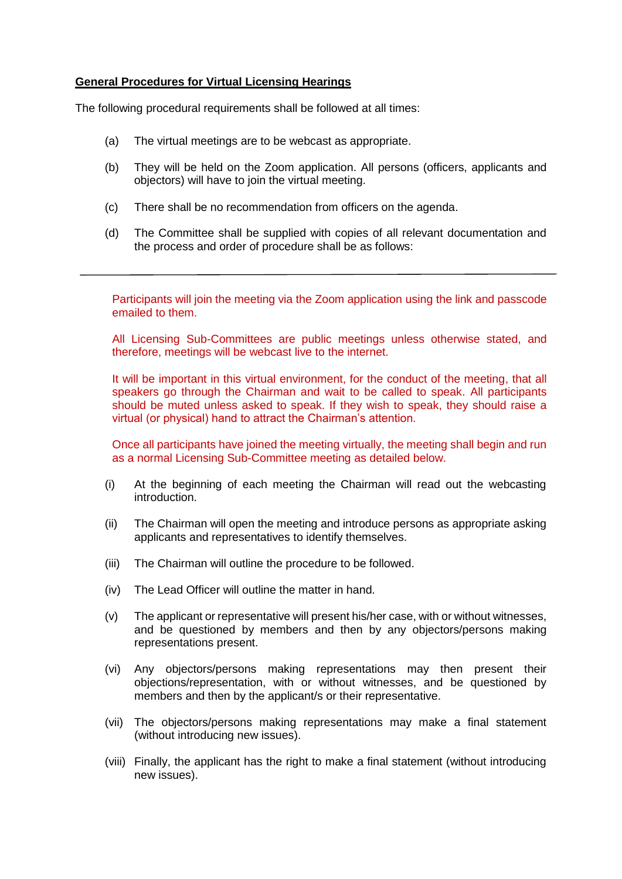**General Procedures for Virtual Licensing Hearings**

The following procedural requirements shall be followed at all times:

(a) The virtual meetings are to be webcast as appropriate.

(b) They will be held on the Zoom application. All persons (officers, applicants and objectors) will have to join the virtual meeting.

(c) There shall be no recommendation from officers on the agenda.

(d) The Committee shall be supplied with copies of all relevant documentation and the process and order of procedure shall be as follows:

---

Participants will join the meeting via the Zoom application using the link and passcode emailed to them.

All Licensing Sub-Committees are public meetings unless otherwise stated, and therefore, meetings will be webcast live to the internet.

It will be important in this virtual environment, for the conduct of the meeting, that all speakers go through the Chairman and wait to be called to speak. All participants should be muted unless asked to speak. If they wish to speak, they should raise a virtual (or physical) hand to attract the Chairman's attention.

Once all participants have joined the meeting virtually, the meeting shall begin and run as a normal Licensing Sub-Committee meeting as detailed below.

(i) At the beginning of each meeting the Chairman will read out the webcasting introduction.

(ii) The Chairman will open the meeting and introduce persons as appropriate asking applicants and representatives to identify themselves.

(iii) The Chairman will outline the procedure to be followed.

(iv) The Lead Officer will outline the matter in hand.

(v) The applicant or representative will present his/her case, with or without witnesses, and be questioned by members and then by any objectors/persons making representations present.

(vi) Any objectors/persons making representations may then present their objections/representation, with or without witnesses, and be questioned by members and then by the applicant/s or their representative.

(vii) The objectors/persons making representations may make a final statement (without introducing new issues).

(viii) Finally, the applicant has the right to make a final statement (without introducing new issues).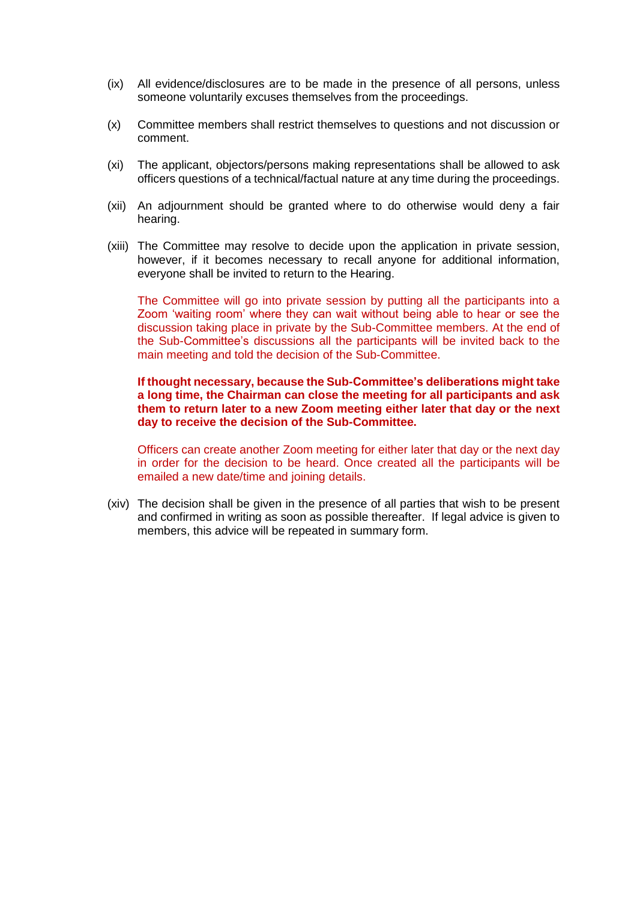(ix) All evidence/disclosures are to be made in the presence of all persons, unless someone voluntarily excuses themselves from the proceedings.

(x) Committee members shall restrict themselves to questions and not discussion or comment.

(xi) The applicant, objectors/persons making representations shall be allowed to ask officers questions of a technical/factual nature at any time during the proceedings.

(xii) An adjournment should be granted where to do otherwise would deny a fair hearing.

(xiii) The Committee may resolve to decide upon the application in private session, however, if it becomes necessary to recall anyone for additional information, everyone shall be invited to return to the Hearing.

The Committee will go into private session by putting all the participants into a Zoom 'waiting room' where they can wait without being able to hear or see the discussion taking place in private by the Sub-Committee members. At the end of the Sub-Committee's discussions all the participants will be invited back to the main meeting and told the decision of the Sub-Committee.

**If thought necessary, because the Sub-Committee's deliberations might take a long time, the Chairman can close the meeting for all participants and ask them to return later to a new Zoom meeting either later that day or the next day to receive the decision of the Sub-Committee.**

Officers can create another Zoom meeting for either later that day or the next day in order for the decision to be heard. Once created all the participants will be emailed a new date/time and joining details.

(xiv) The decision shall be given in the presence of all parties that wish to be present and confirmed in writing as soon as possible thereafter. If legal advice is given to members, this advice will be repeated in summary form.